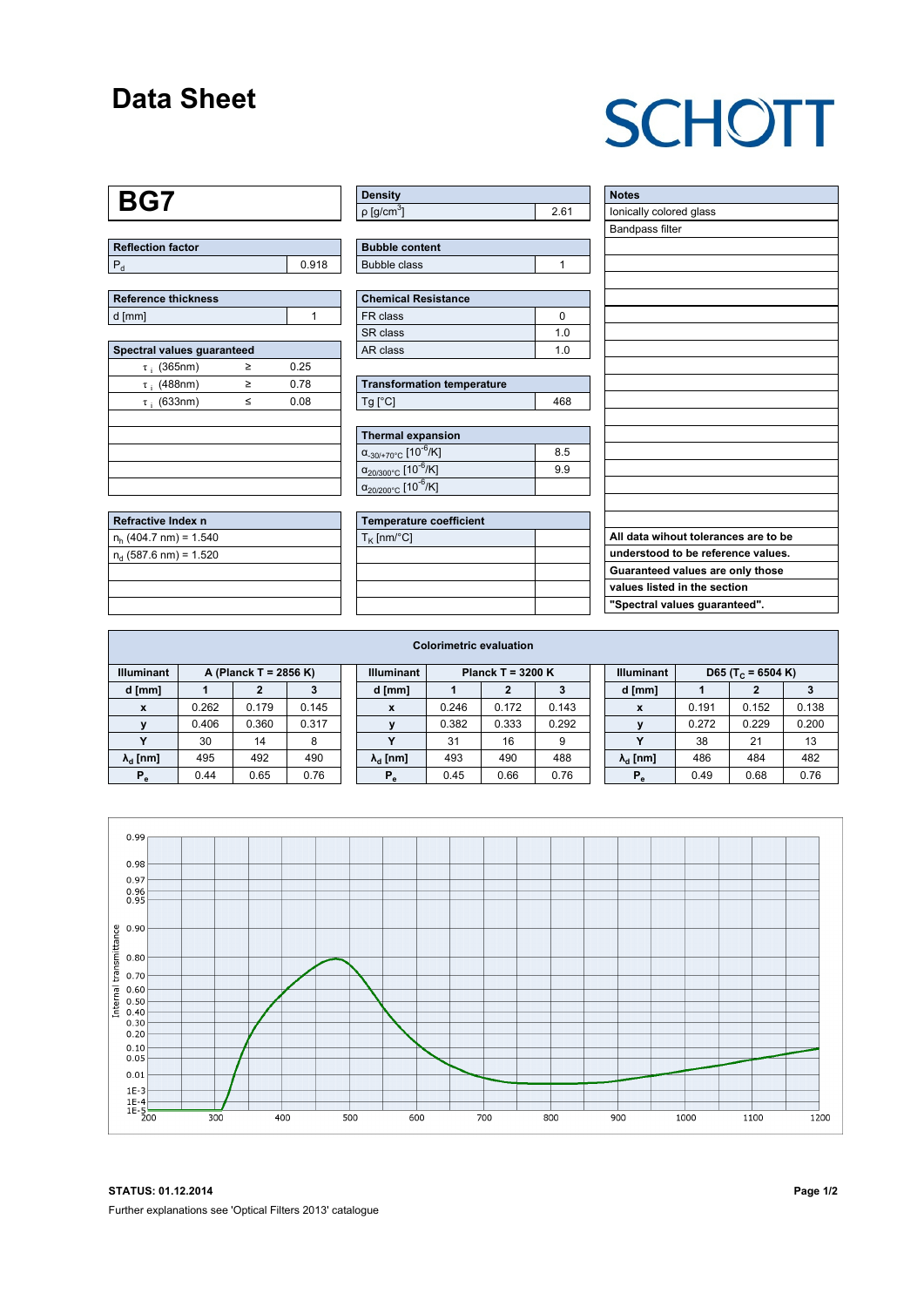# Data Sheet

SCHOTT

## BG7

| Reflection factor | |
|---|---|
| $P_d$ | 0.918 |

| Reference thickness | |
|---|---|
| d [mm] | 1 |

| Spectral values guaranteed | | |
|---|---|---|
| $\tau_i$ (365nm) | ≥ | 0.25 |
| $\tau_i$ (488nm) | ≥ | 0.78 |
| $\tau_i$ (633nm) | ≤ | 0.08 |

| Refractive Index n |
|---|
| $n_h$ (404.7 nm) = 1.540 |
| $n_d$ (587.6 nm) = 1.520 |

| Density | |
|---|---|
| ρ [g/cm³] | 2.61 |

| Bubble content | |
|---|---|
| Bubble class | 1 |

| Chemical Resistance | |
|---|---|
| FR class | 0 |
| SR class | 1.0 |
| AR class | 1.0 |

| Transformation temperature | |
|---|---|
| Tg [°C] | 468 |

| Thermal expansion | |
|---|---|
| $\alpha_{-30/+70°C}$ [$10^{-6}$/K] | 8.5 |
| $\alpha_{20/300°C}$ [$10^{-6}$/K] | 9.9 |
| $\alpha_{20/200°C}$ [$10^{-6}$/K] | |

| Temperature coefficient | |
|---|---|
| $T_K$ [nm/°C] | |

| Notes |
|---|
| Ionically colored glass |
| Bandpass filter |

**All data wihout tolerances are to be understood to be reference values. Guaranteed values are only those values listed in the section "Spectral values guaranteed".**

### Colorimetric evaluation

| Illuminant | A (Planck T = 2856 K) | | |
|---|---|---|---|
| d [mm] | 1 | 2 | 3 |
| x | 0.262 | 0.179 | 0.145 |
| y | 0.406 | 0.360 | 0.317 |
| Y | 30 | 14 | 8 |
| $\lambda_d$ [nm] | 495 | 492 | 490 |
| $P_e$ | 0.44 | 0.65 | 0.76 |

| Illuminant | Planck T = 3200 K | | |
|---|---|---|---|
| d [mm] | 1 | 2 | 3 |
| x | 0.246 | 0.172 | 0.143 |
| y | 0.382 | 0.333 | 0.292 |
| Y | 31 | 16 | 9 |
| $\lambda_d$ [nm] | 493 | 490 | 488 |
| $P_e$ | 0.45 | 0.66 | 0.76 |

| Illuminant | D65 ($T_c$ = 6504 K) | | |
|---|---|---|---|
| d [mm] | 1 | 2 | 3 |
| x | 0.191 | 0.152 | 0.138 |
| y | 0.272 | 0.229 | 0.200 |
| Y | 38 | 21 | 13 |
| $\lambda_d$ [nm] | 486 | 484 | 482 |
| $P_e$ | 0.49 | 0.68 | 0.76 |

**STATUS: 01.12.2014**

Further explanations see 'Optical Filters 2013' catalogue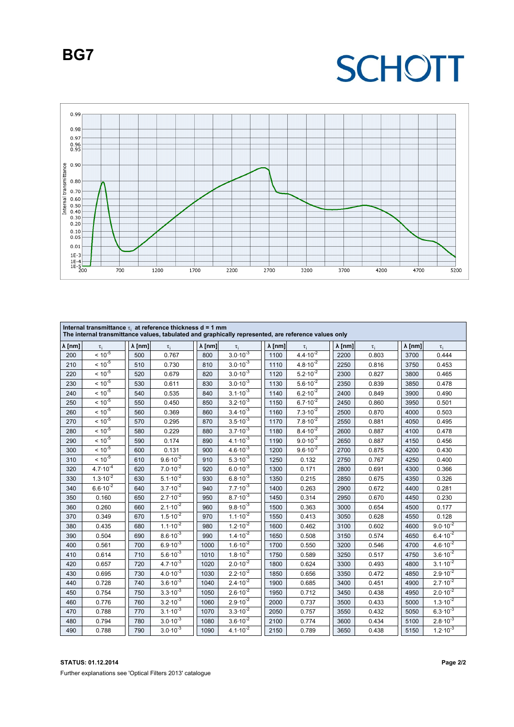# BG7

SCHOTT

0.99
0.98
0.97
0.96
0.95
0.90
0.80
0.70
0.60
0.50
0.40
0.30
0.20
0.10
0.05
0.01
1E-3
1E-4
1E-5

Internal transmittance

200 700 1200 1700 2200 2700 3200 3700 4200 4700 5200

**Internal transmittance $\tau_i$ at reference thickness d = 1 mm**
**The internal transmittance values, tabulated and graphically represented, are reference values only**

| λ [nm] | $\tau_i$ | λ [nm] | $\tau_i$ | λ [nm] | $\tau_i$ | λ [nm] | $\tau_i$ | λ [nm] | $\tau_i$ | λ [nm] | $\tau_i$ |
|---|---|---|---|---|---|---|---|---|---|---|---|
| 200 | $< 10^{-5}$ | 500 | 0.767 | 800 | $3.0 \cdot 10^{-3}$ | 1100 | $4.4 \cdot 10^{-2}$ | 2200 | 0.803 | 3700 | 0.444 |
| 210 | $< 10^{-5}$ | 510 | 0.730 | 810 | $3.0 \cdot 10^{-3}$ | 1110 | $4.8 \cdot 10^{-2}$ | 2250 | 0.816 | 3750 | 0.453 |
| 220 | $< 10^{-5}$ | 520 | 0.679 | 820 | $3.0 \cdot 10^{-3}$ | 1120 | $5.2 \cdot 10^{-2}$ | 2300 | 0.827 | 3800 | 0.465 |
| 230 | $< 10^{-5}$ | 530 | 0.611 | 830 | $3.0 \cdot 10^{-3}$ | 1130 | $5.6 \cdot 10^{-2}$ | 2350 | 0.839 | 3850 | 0.478 |
| 240 | $< 10^{-5}$ | 540 | 0.535 | 840 | $3.1 \cdot 10^{-3}$ | 1140 | $6.2 \cdot 10^{-2}$ | 2400 | 0.849 | 3900 | 0.490 |
| 250 | $< 10^{-5}$ | 550 | 0.450 | 850 | $3.2 \cdot 10^{-3}$ | 1150 | $6.7 \cdot 10^{-2}$ | 2450 | 0.860 | 3950 | 0.501 |
| 260 | $< 10^{-5}$ | 560 | 0.369 | 860 | $3.4 \cdot 10^{-3}$ | 1160 | $7.3 \cdot 10^{-2}$ | 2500 | 0.870 | 4000 | 0.503 |
| 270 | $< 10^{-5}$ | 570 | 0.295 | 870 | $3.5 \cdot 10^{-3}$ | 1170 | $7.8 \cdot 10^{-2}$ | 2550 | 0.881 | 4050 | 0.495 |
| 280 | $< 10^{-5}$ | 580 | 0.229 | 880 | $3.7 \cdot 10^{-3}$ | 1180 | $8.4 \cdot 10^{-2}$ | 2600 | 0.887 | 4100 | 0.478 |
| 290 | $< 10^{-5}$ | 590 | 0.174 | 890 | $4.1 \cdot 10^{-3}$ | 1190 | $9.0 \cdot 10^{-2}$ | 2650 | 0.887 | 4150 | 0.456 |
| 300 | $< 10^{-5}$ | 600 | 0.131 | 900 | $4.6 \cdot 10^{-3}$ | 1200 | $9.6 \cdot 10^{-2}$ | 2700 | 0.875 | 4200 | 0.430 |
| 310 | $< 10^{-5}$ | 610 | $9.6 \cdot 10^{-2}$ | 910 | $5.3 \cdot 10^{-3}$ | 1250 | 0.132 | 2750 | 0.767 | 4250 | 0.400 |
| 320 | $4.7 \cdot 10^{-4}$ | 620 | $7.0 \cdot 10^{-2}$ | 920 | $6.0 \cdot 10^{-3}$ | 1300 | 0.171 | 2800 | 0.691 | 4300 | 0.366 |
| 330 | $1.3 \cdot 10^{-2}$ | 630 | $5.1 \cdot 10^{-2}$ | 930 | $6.8 \cdot 10^{-3}$ | 1350 | 0.215 | 2850 | 0.675 | 4350 | 0.326 |
| 340 | $6.6 \cdot 10^{-2}$ | 640 | $3.7 \cdot 10^{-2}$ | 940 | $7.7 \cdot 10^{-3}$ | 1400 | 0.263 | 2900 | 0.672 | 4400 | 0.281 |
| 350 | 0.160 | 650 | $2.7 \cdot 10^{-2}$ | 950 | $8.7 \cdot 10^{-3}$ | 1450 | 0.314 | 2950 | 0.670 | 4450 | 0.230 |
| 360 | 0.260 | 660 | $2.1 \cdot 10^{-2}$ | 960 | $9.8 \cdot 10^{-3}$ | 1500 | 0.363 | 3000 | 0.654 | 4500 | 0.177 |
| 370 | 0.349 | 670 | $1.5 \cdot 10^{-2}$ | 970 | $1.1 \cdot 10^{-2}$ | 1550 | 0.413 | 3050 | 0.628 | 4550 | 0.128 |
| 380 | 0.435 | 680 | $1.1 \cdot 10^{-2}$ | 980 | $1.2 \cdot 10^{-2}$ | 1600 | 0.462 | 3100 | 0.602 | 4600 | $9.0 \cdot 10^{-2}$ |
| 390 | 0.504 | 690 | $8.6 \cdot 10^{-3}$ | 990 | $1.4 \cdot 10^{-2}$ | 1650 | 0.508 | 3150 | 0.574 | 4650 | $6.4 \cdot 10^{-2}$ |
| 400 | 0.561 | 700 | $6.9 \cdot 10^{-3}$ | 1000 | $1.6 \cdot 10^{-2}$ | 1700 | 0.550 | 3200 | 0.546 | 4700 | $4.6 \cdot 10^{-2}$ |
| 410 | 0.614 | 710 | $5.6 \cdot 10^{-3}$ | 1010 | $1.8 \cdot 10^{-2}$ | 1750 | 0.589 | 3250 | 0.517 | 4750 | $3.6 \cdot 10^{-2}$ |
| 420 | 0.657 | 720 | $4.7 \cdot 10^{-3}$ | 1020 | $2.0 \cdot 10^{-2}$ | 1800 | 0.624 | 3300 | 0.493 | 4800 | $3.1 \cdot 10^{-2}$ |
| 430 | 0.695 | 730 | $4.0 \cdot 10^{-3}$ | 1030 | $2.2 \cdot 10^{-2}$ | 1850 | 0.656 | 3350 | 0.472 | 4850 | $2.9 \cdot 10^{-2}$ |
| 440 | 0.728 | 740 | $3.6 \cdot 10^{-3}$ | 1040 | $2.4 \cdot 10^{-2}$ | 1900 | 0.685 | 3400 | 0.451 | 4900 | $2.7 \cdot 10^{-2}$ |
| 450 | 0.754 | 750 | $3.3 \cdot 10^{-3}$ | 1050 | $2.6 \cdot 10^{-2}$ | 1950 | 0.712 | 3450 | 0.438 | 4950 | $2.0 \cdot 10^{-2}$ |
| 460 | 0.776 | 760 | $3.2 \cdot 10^{-3}$ | 1060 | $2.9 \cdot 10^{-2}$ | 2000 | 0.737 | 3500 | 0.433 | 5000 | $1.3 \cdot 10^{-2}$ |
| 470 | 0.788 | 770 | $3.1 \cdot 10^{-3}$ | 1070 | $3.3 \cdot 10^{-2}$ | 2050 | 0.757 | 3550 | 0.432 | 5050 | $6.3 \cdot 10^{-3}$ |
| 480 | 0.794 | 780 | $3.0 \cdot 10^{-3}$ | 1080 | $3.6 \cdot 10^{-2}$ | 2100 | 0.774 | 3600 | 0.434 | 5100 | $2.8 \cdot 10^{-3}$ |
| 490 | 0.788 | 790 | $3.0 \cdot 10^{-3}$ | 1090 | $4.1 \cdot 10^{-2}$ | 2150 | 0.789 | 3650 | 0.438 | 5150 | $1.2 \cdot 10^{-3}$ |

**STATUS: 01.12.2014**

Further explanations see 'Optical Filters 2013' catalogue